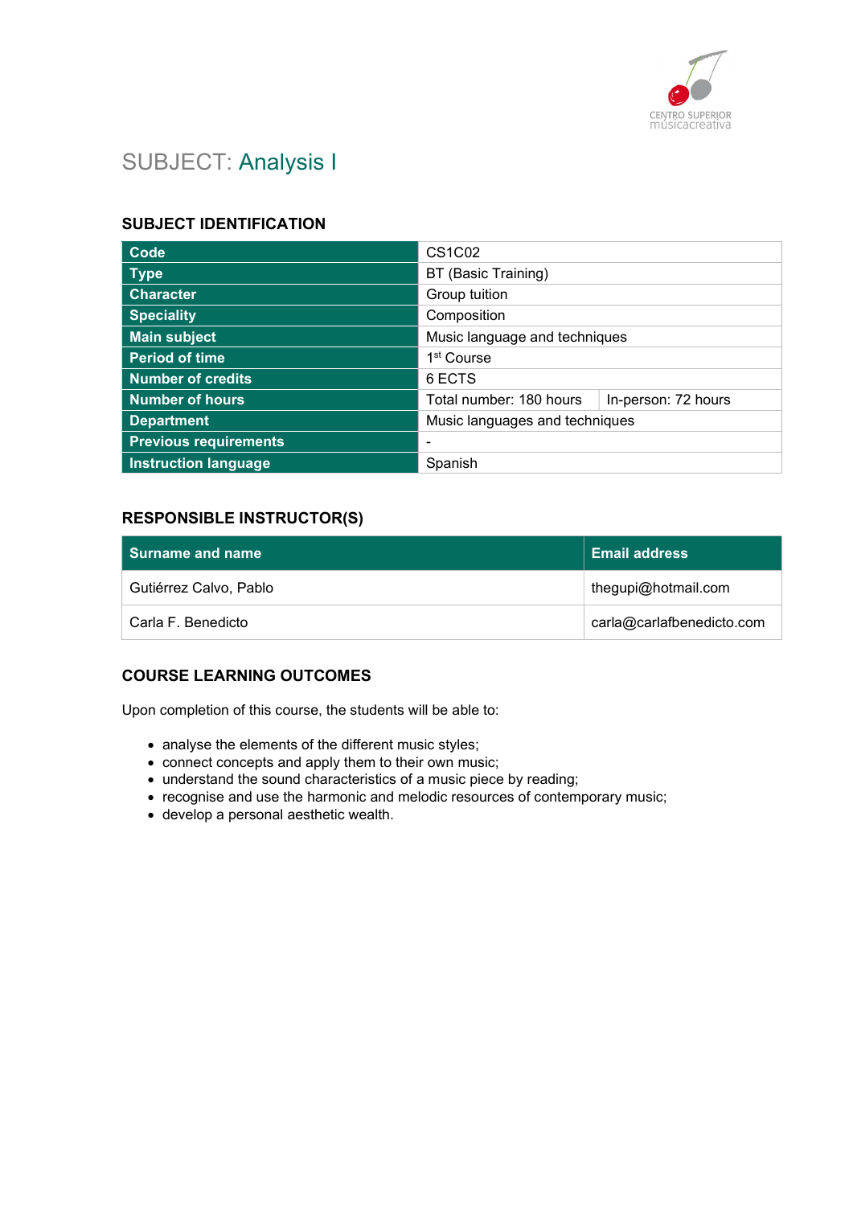# SUBJECT: Analysis I

## SUBJECT IDENTIFICATION

| | | |
|---|---|---|
| **Code** | CS1C02 | |
| **Type** | BT (Basic Training) | |
| **Character** | Group tuition | |
| **Speciality** | Composition | |
| **Main subject** | Music language and techniques | |
| **Period of time** | 1st Course | |
| **Number of credits** | 6 ECTS | |
| **Number of hours** | Total number: 180 hours | In-person: 72 hours |
| **Department** | Music languages and techniques | |
| **Previous requirements** | - | |
| **Instruction language** | Spanish | |

## RESPONSIBLE INSTRUCTOR(S)

| Surname and name | Email address |
|---|---|
| Gutiérrez Calvo, Pablo | thegupi@hotmail.com |
| Carla F. Benedicto | carla@carlafbenedicto.com |

## COURSE LEARNING OUTCOMES

Upon completion of this course, the students will be able to:

- analyse the elements of the different music styles;
- connect concepts and apply them to their own music;
- understand the sound characteristics of a music piece by reading;
- recognise and use the harmonic and melodic resources of contemporary music;
- develop a personal aesthetic wealth.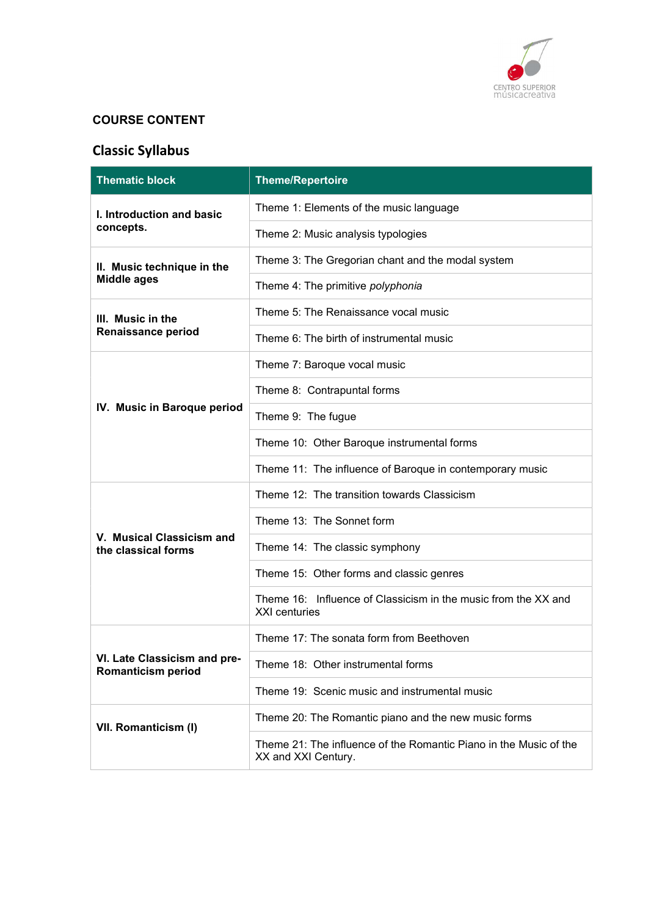## COURSE CONTENT

### Classic Syllabus

| Thematic block | Theme/Repertoire |
|---|---|
| **I. Introduction and basic concepts.** | Theme 1: Elements of the music language |
| | Theme 2: Music analysis typologies |
| **II. Music technique in the Middle ages** | Theme 3: The Gregorian chant and the modal system |
| | Theme 4: The primitive *polyphonia* |
| **III. Music in the Renaissance period** | Theme 5: The Renaissance vocal music |
| | Theme 6: The birth of instrumental music |
| **IV. Music in Baroque period** | Theme 7: Baroque vocal music |
| | Theme 8: Contrapuntal forms |
| | Theme 9: The fugue |
| | Theme 10: Other Baroque instrumental forms |
| | Theme 11: The influence of Baroque in contemporary music |
| **V. Musical Classicism and the classical forms** | Theme 12: The transition towards Classicism |
| | Theme 13: The Sonnet form |
| | Theme 14: The classic symphony |
| | Theme 15: Other forms and classic genres |
| | Theme 16: Influence of Classicism in the music from the XX and XXI centuries |
| **VI. Late Classicism and pre-Romanticism period** | Theme 17: The sonata form from Beethoven |
| | Theme 18: Other instrumental forms |
| | Theme 19: Scenic music and instrumental music |
| **VII. Romanticism (I)** | Theme 20: The Romantic piano and the new music forms |
| | Theme 21: The influence of the Romantic Piano in the Music of the XX and XXI Century. |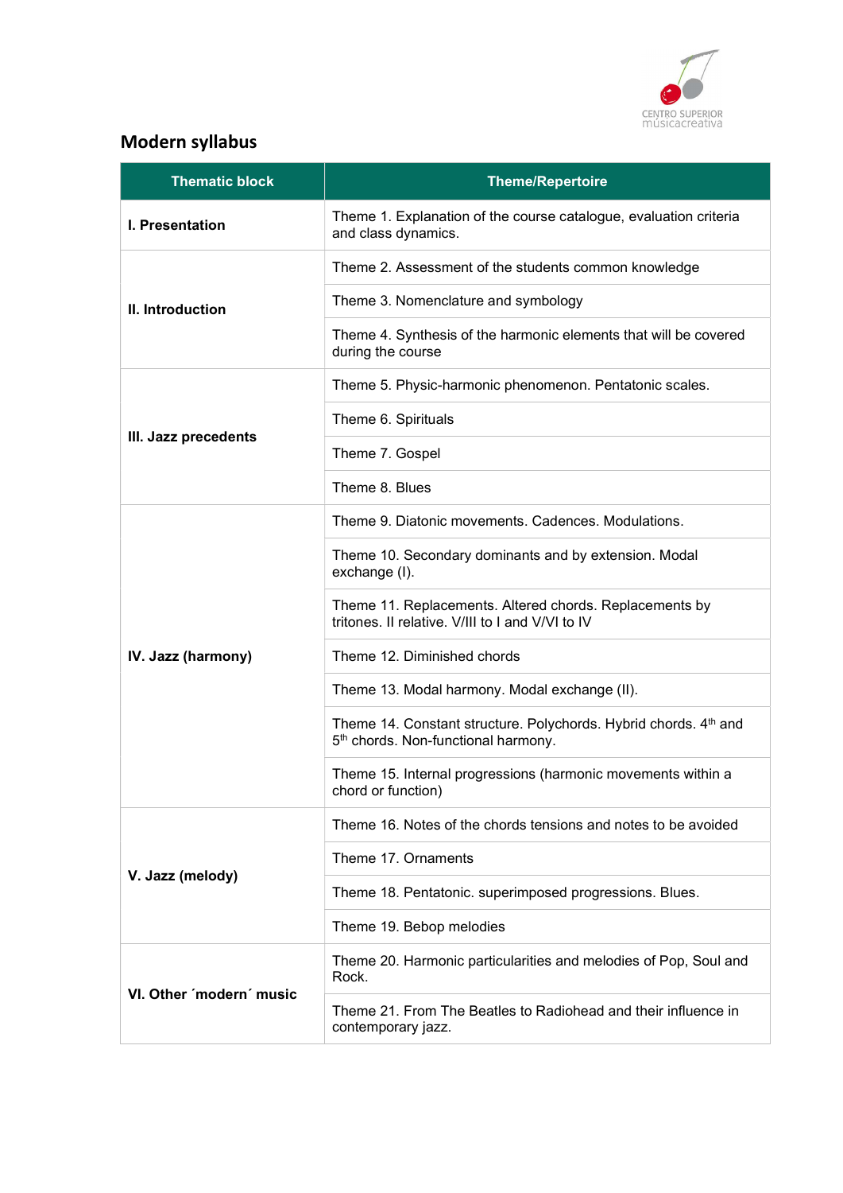## Modern syllabus

| Thematic block | Theme/Repertoire |
|---|---|
| **I. Presentation** | Theme 1. Explanation of the course catalogue, evaluation criteria and class dynamics. |
| **II. Introduction** | Theme 2. Assessment of the students common knowledge |
| | Theme 3. Nomenclature and symbology |
| | Theme 4. Synthesis of the harmonic elements that will be covered during the course |
| **III. Jazz precedents** | Theme 5. Physic-harmonic phenomenon. Pentatonic scales. |
| | Theme 6. Spirituals |
| | Theme 7. Gospel |
| | Theme 8. Blues |
| **IV. Jazz (harmony)** | Theme 9. Diatonic movements. Cadences. Modulations. |
| | Theme 10. Secondary dominants and by extension. Modal exchange (I). |
| | Theme 11. Replacements. Altered chords. Replacements by tritones. II relative. V/III to I and V/VI to IV |
| | Theme 12. Diminished chords |
| | Theme 13. Modal harmony. Modal exchange (II). |
| | Theme 14. Constant structure. Polychords. Hybrid chords. 4th and 5th chords. Non-functional harmony. |
| | Theme 15. Internal progressions (harmonic movements within a chord or function) |
| **V. Jazz (melody)** | Theme 16. Notes of the chords tensions and notes to be avoided |
| | Theme 17. Ornaments |
| | Theme 18. Pentatonic. superimposed progressions. Blues. |
| | Theme 19. Bebop melodies |
| **VI. Other ´modern´ music** | Theme 20. Harmonic particularities and melodies of Pop, Soul and Rock. |
| | Theme 21. From The Beatles to Radiohead and their influence in contemporary jazz. |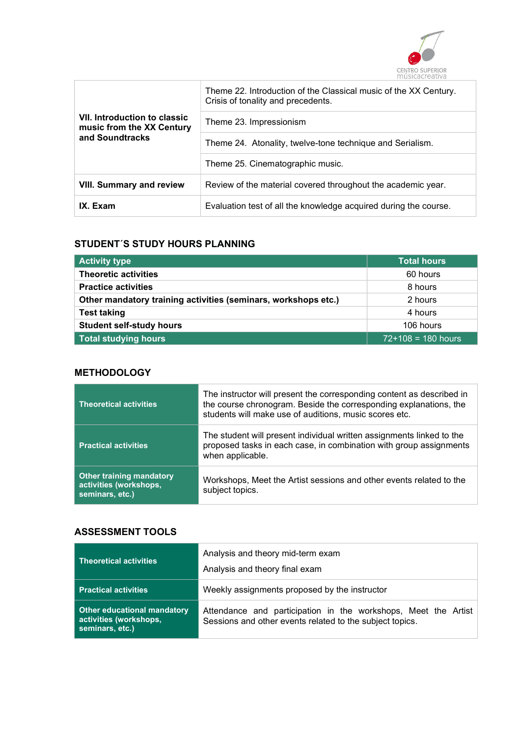| | |
|---|---|
| **VII. Introduction to classic music from the XX Century and Soundtracks** | Theme 22. Introduction of the Classical music of the XX Century. Crisis of tonality and precedents. |
| | Theme 23. Impressionism |
| | Theme 24. Atonality, twelve-tone technique and Serialism. |
| | Theme 25. Cinematographic music. |
| **VIII. Summary and review** | Review of the material covered throughout the academic year. |
| **IX. Exam** | Evaluation test of all the knowledge acquired during the course. |

## STUDENT´S STUDY HOURS PLANNING

| Activity type | Total hours |
|---|---|
| **Theoretic activities** | 60 hours |
| **Practice activities** | 8 hours |
| **Other mandatory training activities (seminars, workshops etc.)** | 2 hours |
| **Test taking** | 4 hours |
| **Student self-study hours** | 106 hours |
| **Total studying hours** | 72+108 = 180 hours |

## METHODOLOGY

| | |
|---|---|
| **Theoretical activities** | The instructor will present the corresponding content as described in the course chronogram. Beside the corresponding explanations, the students will make use of auditions, music scores etc. |
| **Practical activities** | The student will present individual written assignments linked to the proposed tasks in each case, in combination with group assignments when applicable. |
| **Other training mandatory activities (workshops, seminars, etc.)** | Workshops, Meet the Artist sessions and other events related to the subject topics. |

## ASSESSMENT TOOLS

| | |
|---|---|
| **Theoretical activities** | Analysis and theory mid-term exam<br>Analysis and theory final exam |
| **Practical activities** | Weekly assignments proposed by the instructor |
| **Other educational mandatory activities (workshops, seminars, etc.)** | Attendance and participation in the workshops, Meet the Artist Sessions and other events related to the subject topics. |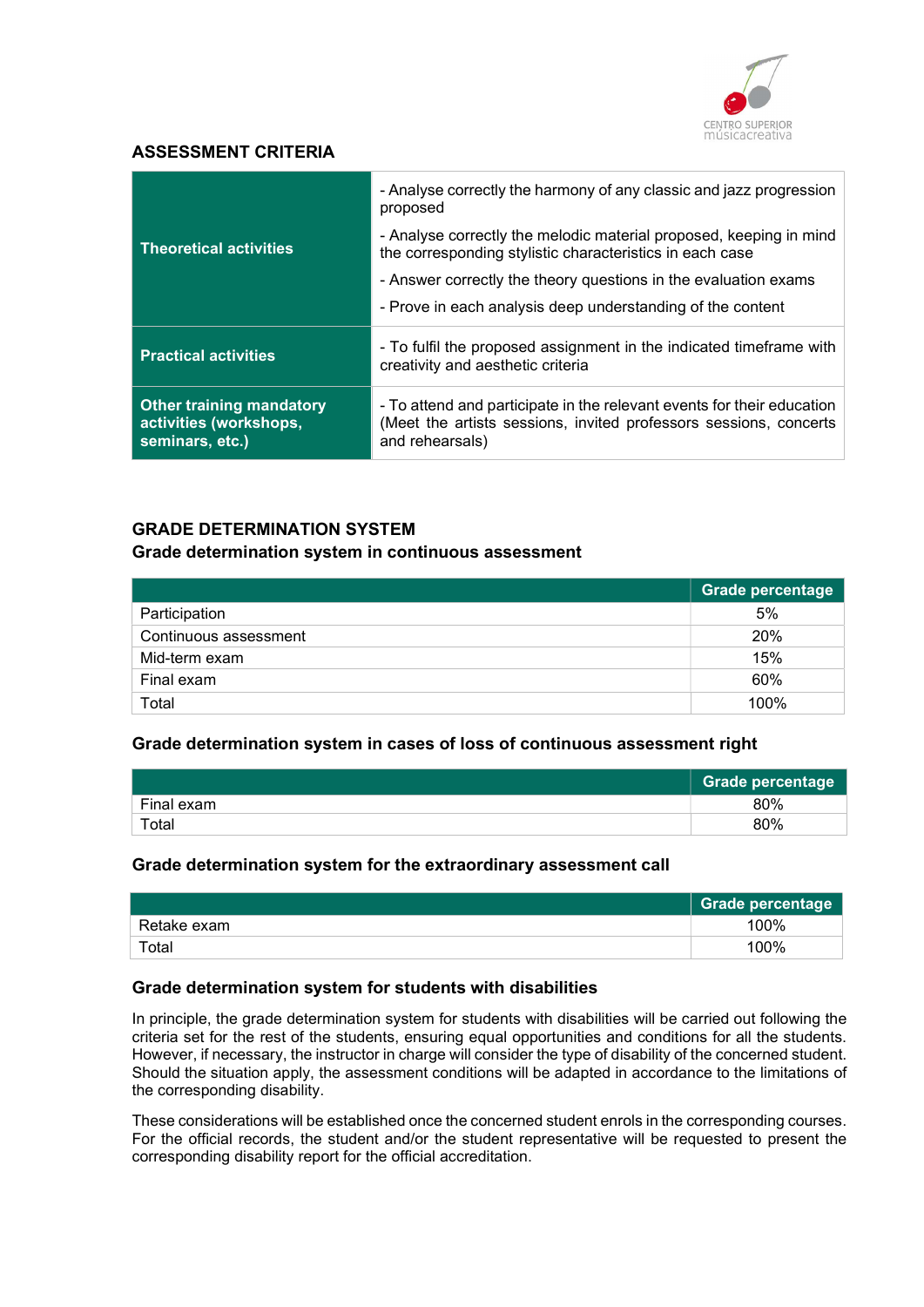## ASSESSMENT CRITERIA

| | |
|---|---|
| **Theoretical activities** | - Analyse correctly the harmony of any classic and jazz progression proposed<br>- Analyse correctly the melodic material proposed, keeping in mind the corresponding stylistic characteristics in each case<br>- Answer correctly the theory questions in the evaluation exams<br>- Prove in each analysis deep understanding of the content |
| **Practical activities** | - To fulfil the proposed assignment in the indicated timeframe with creativity and aesthetic criteria |
| **Other training mandatory activities (workshops, seminars, etc.)** | - To attend and participate in the relevant events for their education (Meet the artists sessions, invited professors sessions, concerts and rehearsals) |

## GRADE DETERMINATION SYSTEM

### Grade determination system in continuous assessment

| | Grade percentage |
|---|---|
| Participation | 5% |
| Continuous assessment | 20% |
| Mid-term exam | 15% |
| Final exam | 60% |
| Total | 100% |

### Grade determination system in cases of loss of continuous assessment right

| | Grade percentage |
|---|---|
| Final exam | 80% |
| Total | 80% |

### Grade determination system for the extraordinary assessment call

| | Grade percentage |
|---|---|
| Retake exam | 100% |
| Total | 100% |

### Grade determination system for students with disabilities

In principle, the grade determination system for students with disabilities will be carried out following the criteria set for the rest of the students, ensuring equal opportunities and conditions for all the students. However, if necessary, the instructor in charge will consider the type of disability of the concerned student. Should the situation apply, the assessment conditions will be adapted in accordance to the limitations of the corresponding disability.

These considerations will be established once the concerned student enrols in the corresponding courses. For the official records, the student and/or the student representative will be requested to present the corresponding disability report for the official accreditation.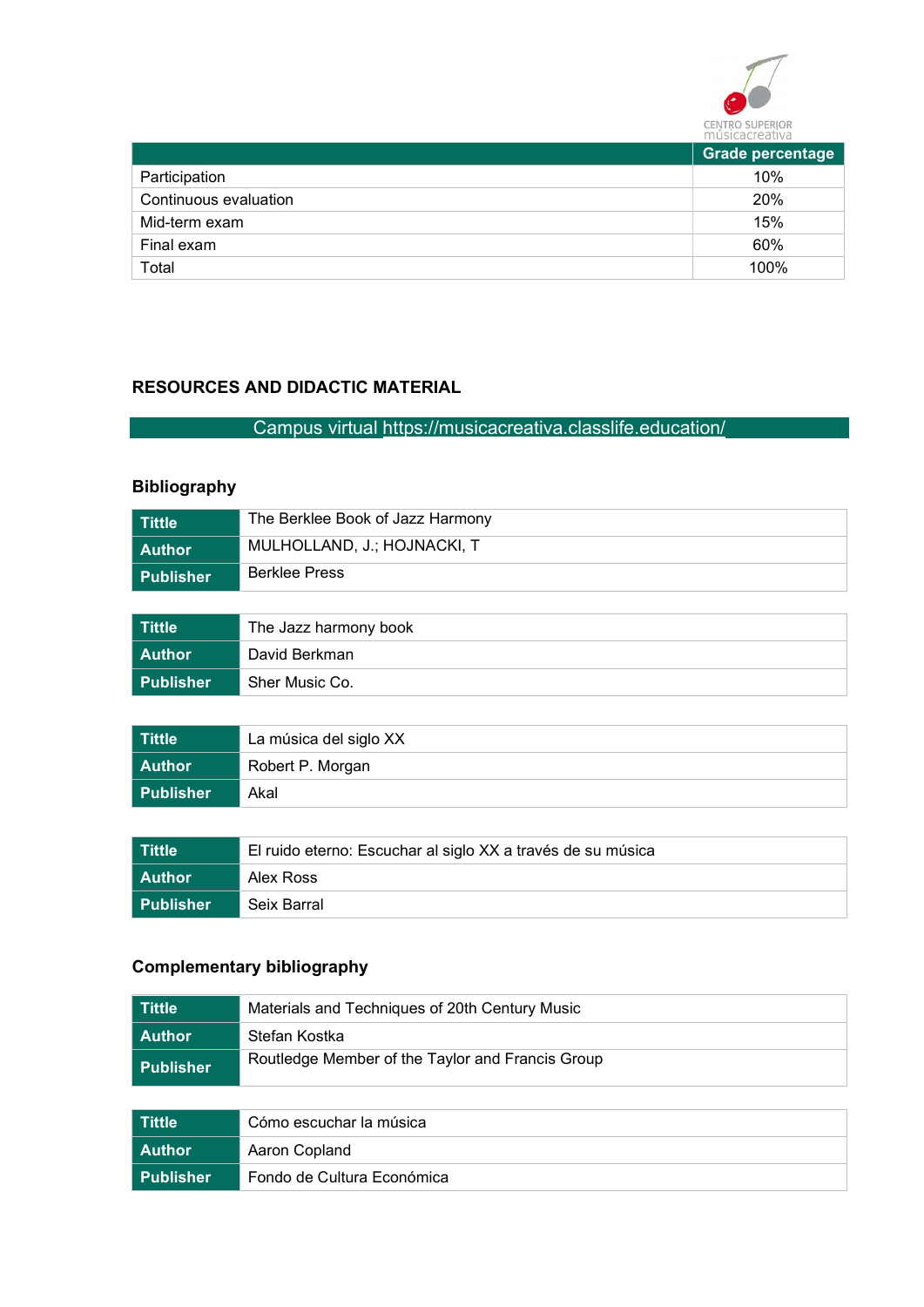| | Grade percentage |
|---|---|
| Participation | 10% |
| Continuous evaluation | 20% |
| Mid-term exam | 15% |
| Final exam | 60% |
| Total | 100% |

## RESOURCES AND DIDACTIC MATERIAL

Campus virtual https://musicacreativa.classlife.education/

### Bibliography

| Tittle | The Berklee Book of Jazz Harmony |
|---|---|
| Author | MULHOLLAND, J.; HOJNACKI, T |
| Publisher | Berklee Press |

| Tittle | The Jazz harmony book |
|---|---|
| Author | David Berkman |
| Publisher | Sher Music Co. |

| Tittle | La música del siglo XX |
|---|---|
| Author | Robert P. Morgan |
| Publisher | Akal |

| Tittle | El ruido eterno: Escuchar al siglo XX a través de su música |
|---|---|
| Author | Alex Ross |
| Publisher | Seix Barral |

### Complementary bibliography

| Tittle | Materials and Techniques of 20th Century Music |
|---|---|
| Author | Stefan Kostka |
| Publisher | Routledge Member of the Taylor and Francis Group |

| Tittle | Cómo escuchar la música |
|---|---|
| Author | Aaron Copland |
| Publisher | Fondo de Cultura Económica |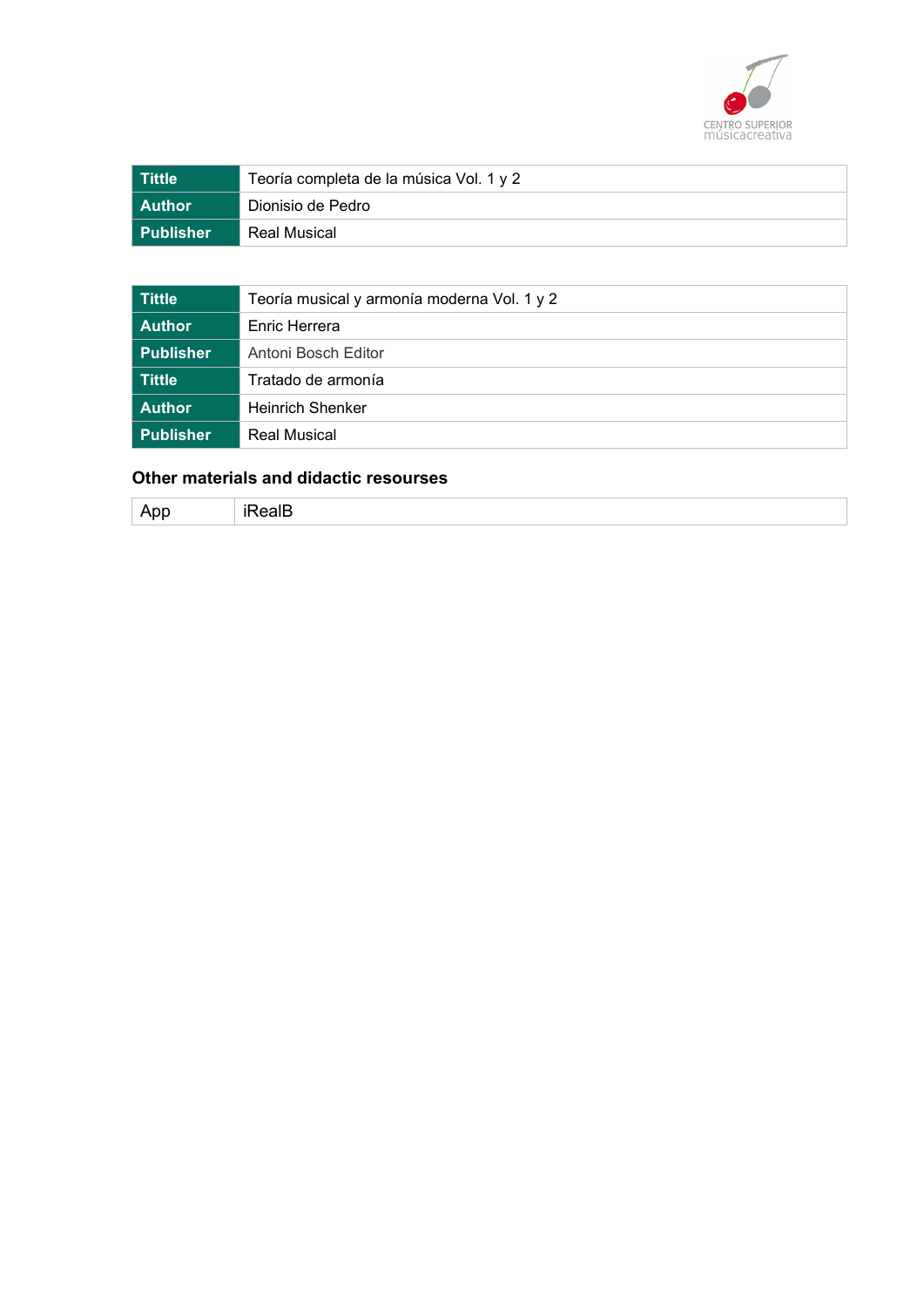| | |
|---|---|
| **Tittle** | Teoría completa de la música Vol. 1 y 2 |
| **Author** | Dionisio de Pedro |
| **Publisher** | Real Musical |

| | |
|---|---|
| **Tittle** | Teoría musical y armonía moderna Vol. 1 y 2 |
| **Author** | Enric Herrera |
| **Publisher** | Antoni Bosch Editor |
| **Tittle** | Tratado de armonía |
| **Author** | Heinrich Shenker |
| **Publisher** | Real Musical |

### Other materials and didactic resourses

| | |
|---|---|
| App | iRealB |